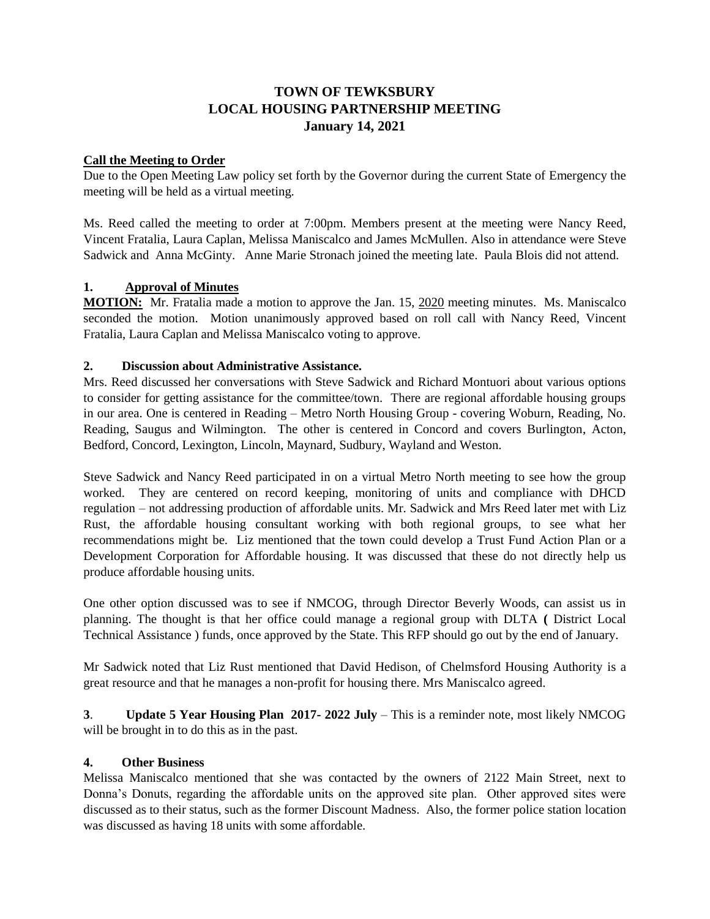# TOWN OF TEWKSBURY
# LOCAL HOUSING PARTNERSHIP MEETING
# January 14, 2021

**Call the Meeting to Order**

Due to the Open Meeting Law policy set forth by the Governor during the current State of Emergency the meeting will be held as a virtual meeting.

Ms. Reed called the meeting to order at 7:00pm. Members present at the meeting were Nancy Reed, Vincent Fratalia, Laura Caplan, Melissa Maniscalco and James McMullen. Also in attendance were Steve Sadwick and Anna McGinty. Anne Marie Stronach joined the meeting late. Paula Blois did not attend.

## 1. Approval of Minutes

**MOTION:** Mr. Fratalia made a motion to approve the Jan. 15, 2020 meeting minutes. Ms. Maniscalco seconded the motion. Motion unanimously approved based on roll call with Nancy Reed, Vincent Fratalia, Laura Caplan and Melissa Maniscalco voting to approve.

## 2. Discussion about Administrative Assistance.

Mrs. Reed discussed her conversations with Steve Sadwick and Richard Montuori about various options to consider for getting assistance for the committee/town. There are regional affordable housing groups in our area. One is centered in Reading – Metro North Housing Group - covering Woburn, Reading, No. Reading, Saugus and Wilmington. The other is centered in Concord and covers Burlington, Acton, Bedford, Concord, Lexington, Lincoln, Maynard, Sudbury, Wayland and Weston.

Steve Sadwick and Nancy Reed participated in on a virtual Metro North meeting to see how the group worked. They are centered on record keeping, monitoring of units and compliance with DHCD regulation – not addressing production of affordable units. Mr. Sadwick and Mrs Reed later met with Liz Rust, the affordable housing consultant working with both regional groups, to see what her recommendations might be. Liz mentioned that the town could develop a Trust Fund Action Plan or a Development Corporation for Affordable housing. It was discussed that these do not directly help us produce affordable housing units.

One other option discussed was to see if NMCOG, through Director Beverly Woods, can assist us in planning. The thought is that her office could manage a regional group with DLTA **(** District Local Technical Assistance ) funds, once approved by the State. This RFP should go out by the end of January.

Mr Sadwick noted that Liz Rust mentioned that David Hedison, of Chelmsford Housing Authority is a great resource and that he manages a non-profit for housing there. Mrs Maniscalco agreed.

**3**. **Update 5 Year Housing Plan 2017- 2022 July** – This is a reminder note, most likely NMCOG will be brought in to do this as in the past.

## 4. Other Business

Melissa Maniscalco mentioned that she was contacted by the owners of 2122 Main Street, next to Donna's Donuts, regarding the affordable units on the approved site plan. Other approved sites were discussed as to their status, such as the former Discount Madness. Also, the former police station location was discussed as having 18 units with some affordable.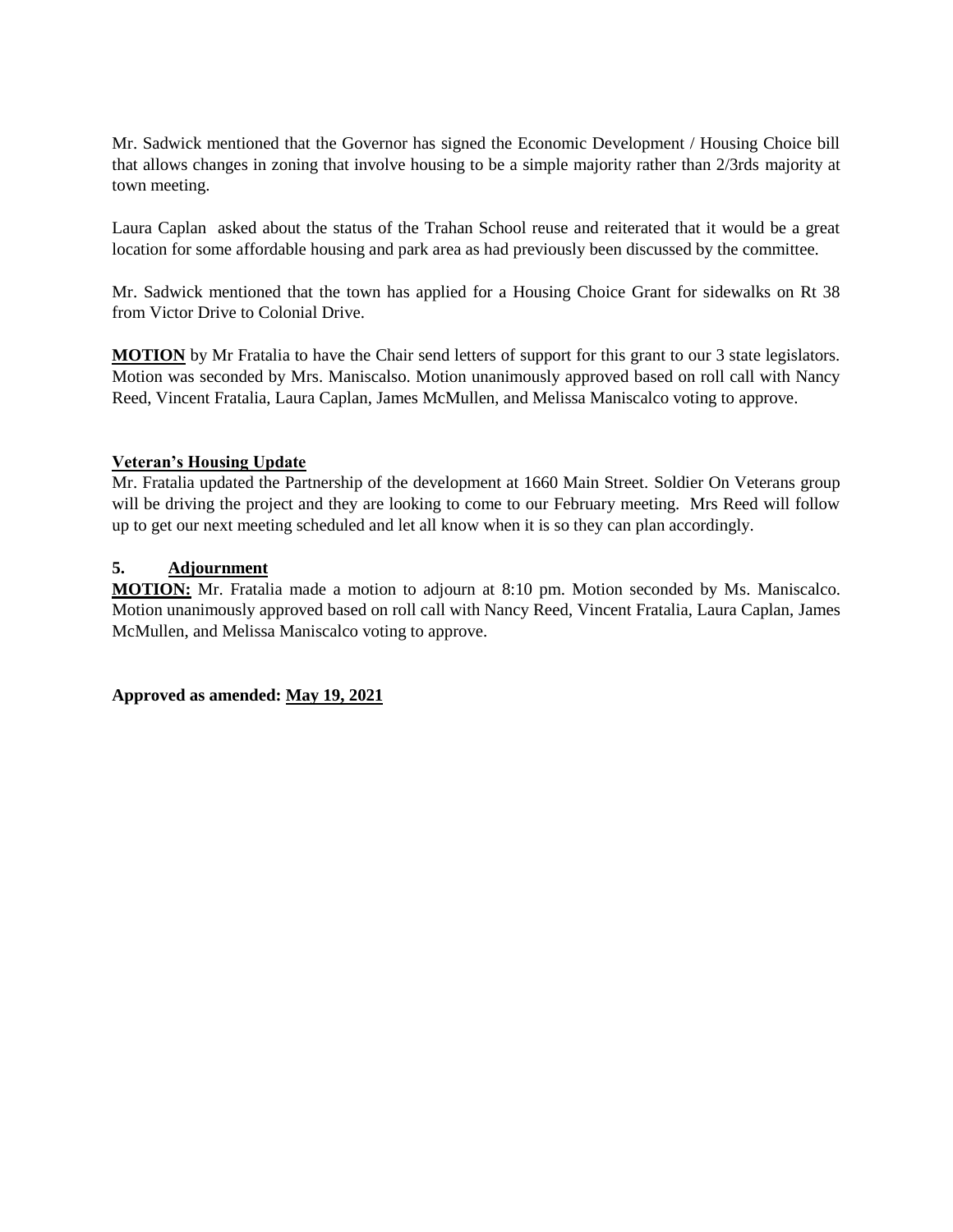Mr. Sadwick mentioned that the Governor has signed the Economic Development / Housing Choice bill that allows changes in zoning that involve housing to be a simple majority rather than 2/3rds majority at town meeting.

Laura Caplan asked about the status of the Trahan School reuse and reiterated that it would be a great location for some affordable housing and park area as had previously been discussed by the committee.

Mr. Sadwick mentioned that the town has applied for a Housing Choice Grant for sidewalks on Rt 38 from Victor Drive to Colonial Drive.

**MOTION** by Mr Fratalia to have the Chair send letters of support for this grant to our 3 state legislators. Motion was seconded by Mrs. Maniscalso. Motion unanimously approved based on roll call with Nancy Reed, Vincent Fratalia, Laura Caplan, James McMullen, and Melissa Maniscalco voting to approve.

**Veteran's Housing Update**

Mr. Fratalia updated the Partnership of the development at 1660 Main Street. Soldier On Veterans group will be driving the project and they are looking to come to our February meeting. Mrs Reed will follow up to get our next meeting scheduled and let all know when it is so they can plan accordingly.

## 5. Adjournment

**MOTION:** Mr. Fratalia made a motion to adjourn at 8:10 pm. Motion seconded by Ms. Maniscalco. Motion unanimously approved based on roll call with Nancy Reed, Vincent Fratalia, Laura Caplan, James McMullen, and Melissa Maniscalco voting to approve.

**Approved as amended: May 19, 2021**